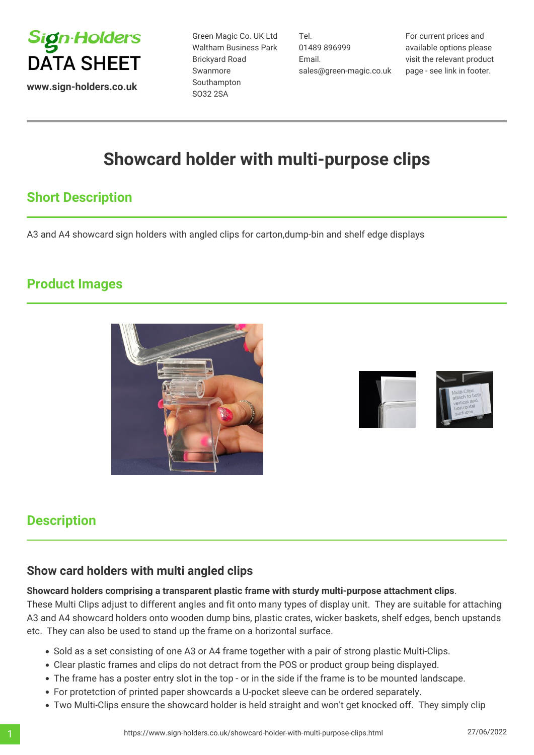**Sign-Holders**
# DATA SHEET

www.sign-holders.co.uk

Green Magic Co. UK Ltd
Waltham Business Park
Brickyard Road
Swanmore
Southampton
SO32 2SA

Tel.
01489 896999
Email.
sales@green-magic.co.uk

For current prices and available options please visit the relevant product page - see link in footer.

# Showcard holder with multi-purpose clips

## Short Description

A3 and A4 showcard sign holders with angled clips for carton,dump-bin and shelf edge displays

## Product Images

## Description

### Show card holders with multi angled clips

**Showcard holders comprising a transparent plastic frame with sturdy multi-purpose attachment clips**.
These Multi Clips adjust to different angles and fit onto many types of display unit. They are suitable for attaching A3 and A4 showcard holders onto wooden dump bins, plastic crates, wicker baskets, shelf edges, bench upstands etc. They can also be used to stand up the frame on a horizontal surface.

- Sold as a set consisting of one A3 or A4 frame together with a pair of strong plastic Multi-Clips.
- Clear plastic frames and clips do not detract from the POS or product group being displayed.
- The frame has a poster entry slot in the top - or in the side if the frame is to be mounted landscape.
- For protetction of printed paper showcards a U-pocket sleeve can be ordered separately.
- Two Multi-Clips ensure the showcard holder is held straight and won't get knocked off. They simply clip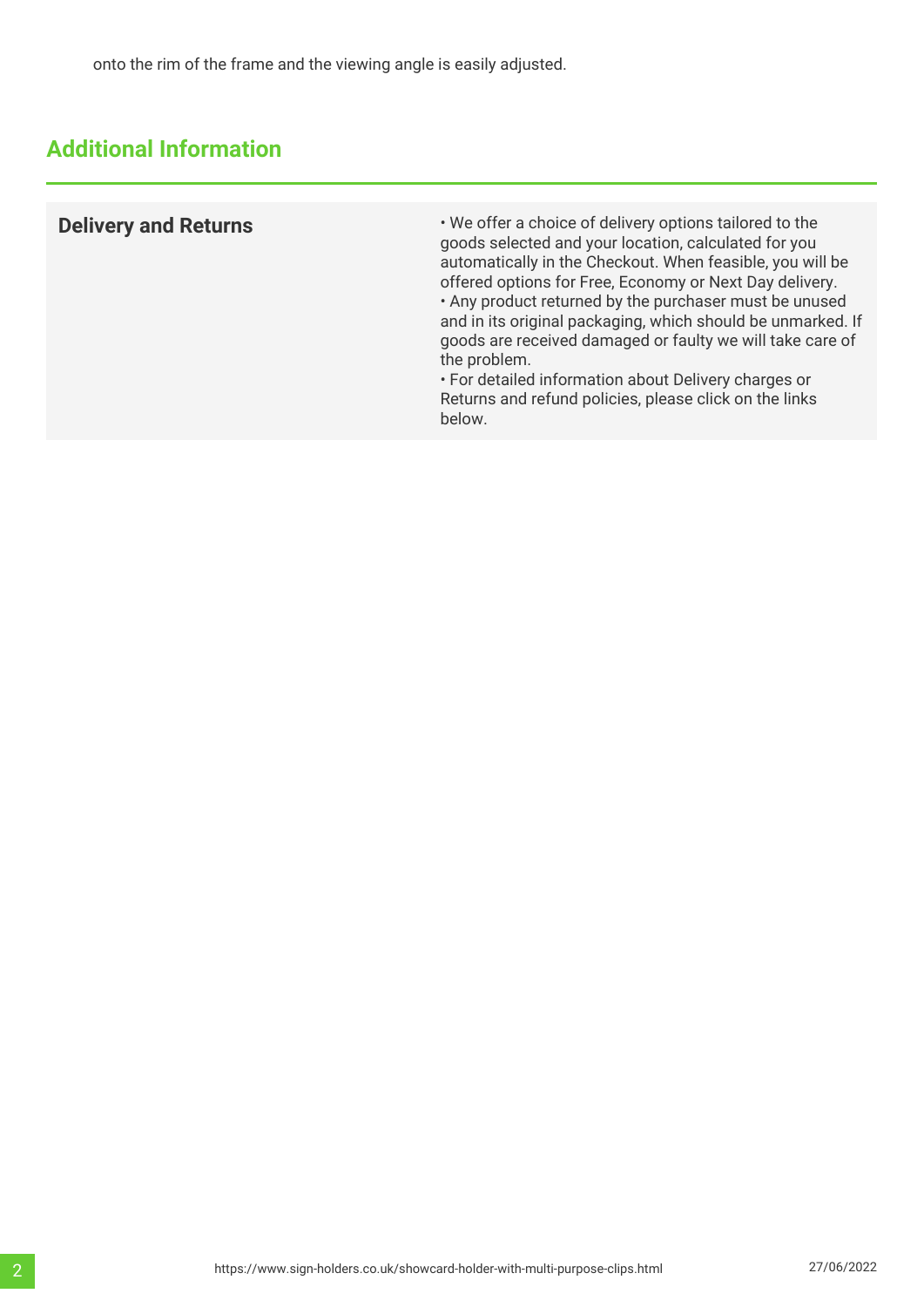onto the rim of the frame and the viewing angle is easily adjusted.

## Additional Information

| | |
|---|---|
| **Delivery and Returns** | • We offer a choice of delivery options tailored to the goods selected and your location, calculated for you automatically in the Checkout. When feasible, you will be offered options for Free, Economy or Next Day delivery.<br>• Any product returned by the purchaser must be unused and in its original packaging, which should be unmarked. If goods are received damaged or faulty we will take care of the problem.<br>• For detailed information about Delivery charges or Returns and refund policies, please click on the links below. |